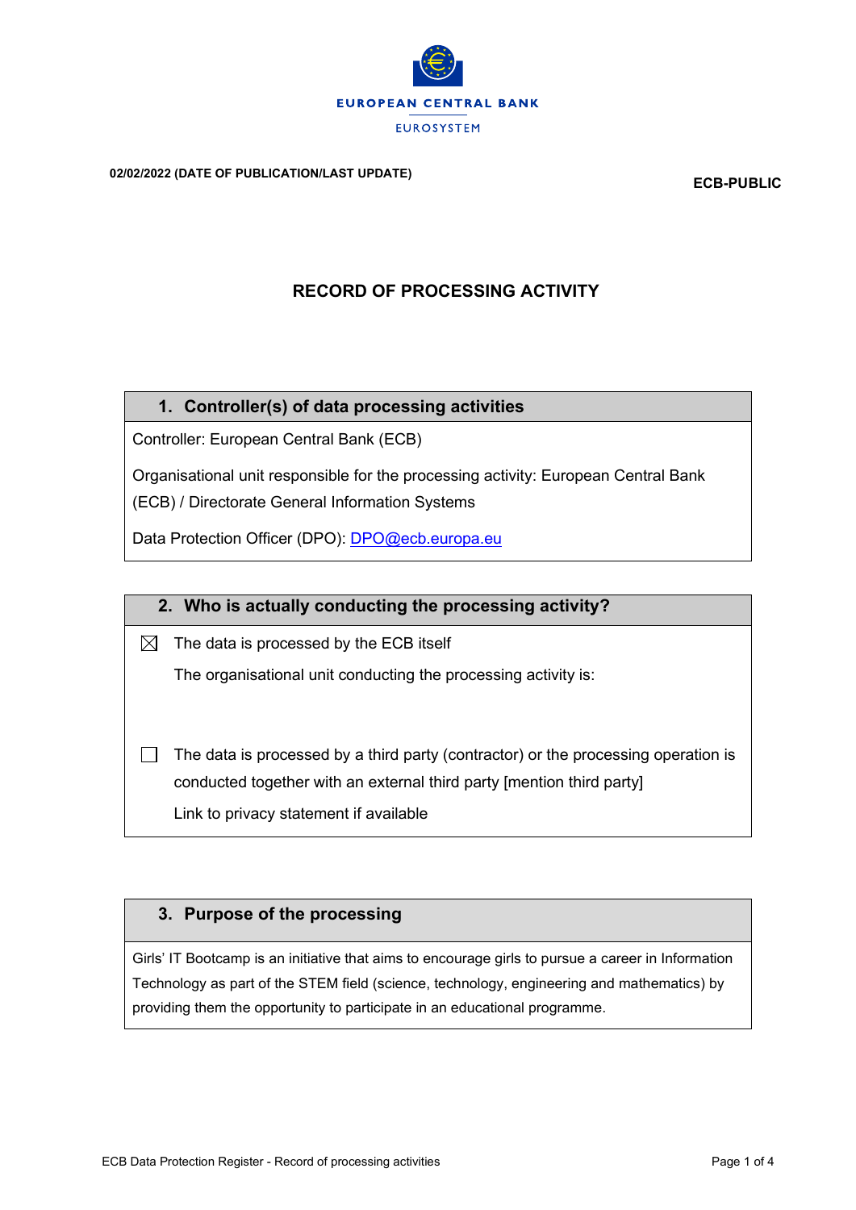EUROPEAN CENTRAL BANK

EUROSYSTEM

**02/02/2022 (DATE OF PUBLICATION/LAST UPDATE)**

**ECB-PUBLIC**

# RECORD OF PROCESSING ACTIVITY

## 1. Controller(s) of data processing activities

Controller: European Central Bank (ECB)

Organisational unit responsible for the processing activity: European Central Bank (ECB) / Directorate General Information Systems

Data Protection Officer (DPO): DPO@ecb.europa.eu

## 2. Who is actually conducting the processing activity?

☒ The data is processed by the ECB itself

The organisational unit conducting the processing activity is:

☐ The data is processed by a third party (contractor) or the processing operation is conducted together with an external third party [mention third party]

Link to privacy statement if available

## 3. Purpose of the processing

Girls' IT Bootcamp is an initiative that aims to encourage girls to pursue a career in Information Technology as part of the STEM field (science, technology, engineering and mathematics) by providing them the opportunity to participate in an educational programme.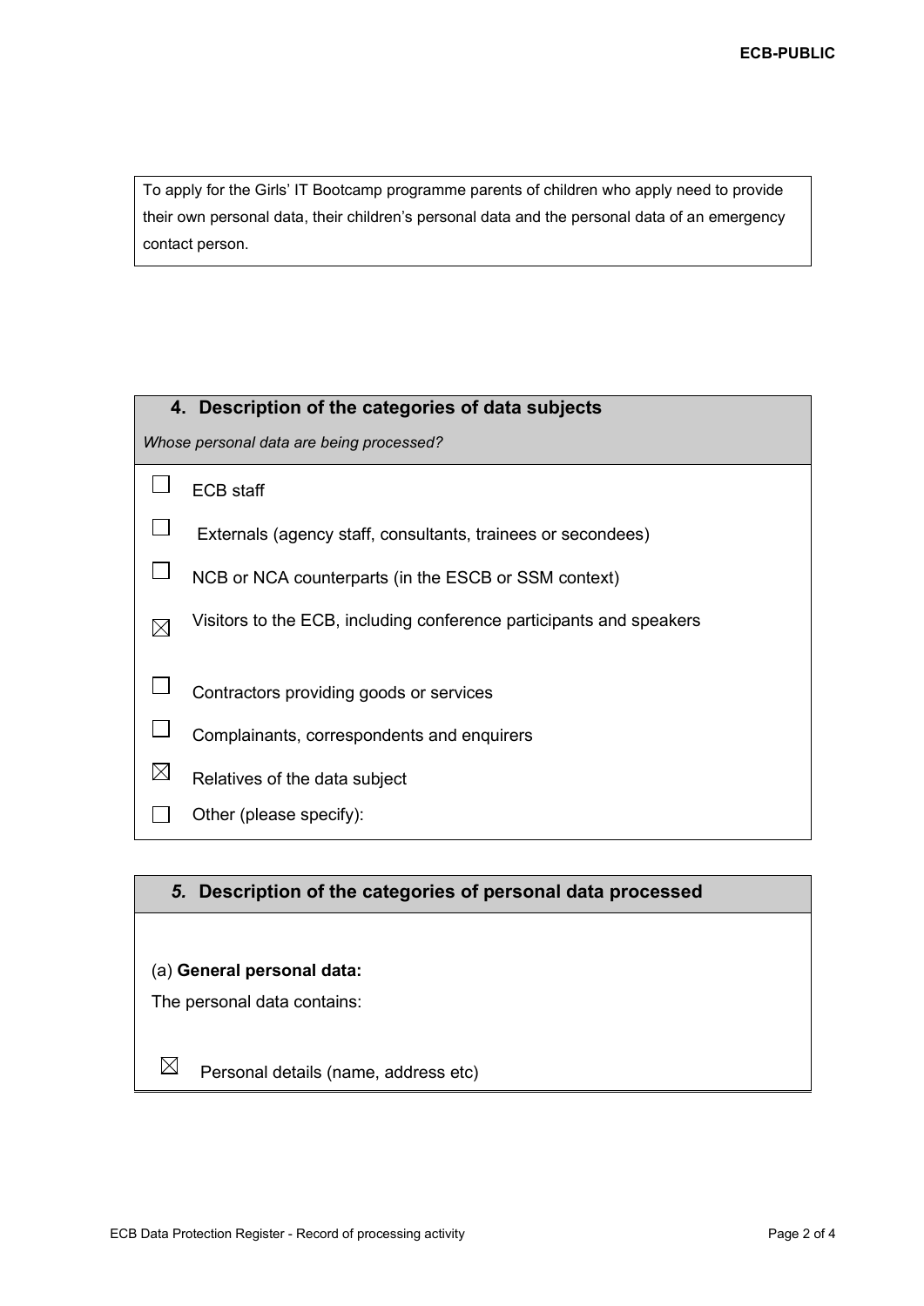To apply for the Girls' IT Bootcamp programme parents of children who apply need to provide their own personal data, their children's personal data and the personal data of an emergency contact person.

## 4. Description of the categories of data subjects

*Whose personal data are being processed?*

- ☐ ECB staff
- ☐ Externals (agency staff, consultants, trainees or secondees)
- ☐ NCB or NCA counterparts (in the ESCB or SSM context)
- ☒ Visitors to the ECB, including conference participants and speakers
- ☐ Contractors providing goods or services
- ☐ Complainants, correspondents and enquirers
- ☒ Relatives of the data subject
- ☐ Other (please specify):

## *5.* Description of the categories of personal data processed

(a) **General personal data:**

The personal data contains:

- ☒ Personal details (name, address etc)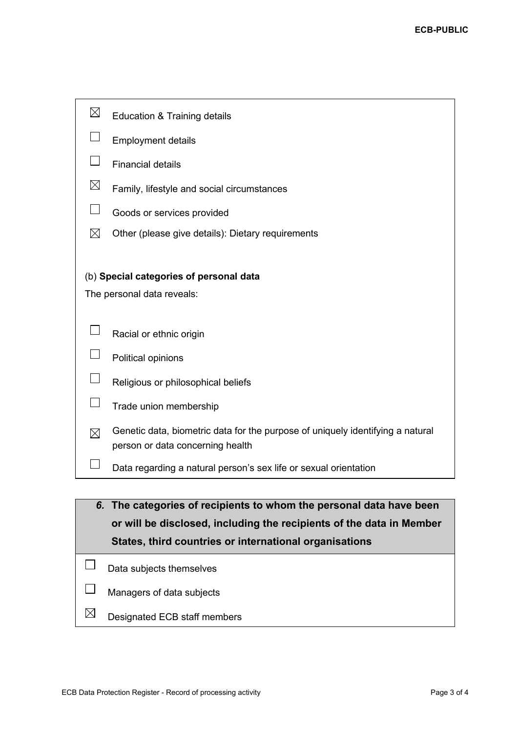- ☒ Education & Training details
- ☐ Employment details
- ☐ Financial details
- ☒ Family, lifestyle and social circumstances
- ☐ Goods or services provided
- ☒ Other (please give details): Dietary requirements

(b) **Special categories of personal data**

The personal data reveals:

- ☐ Racial or ethnic origin
- ☐ Political opinions
- ☐ Religious or philosophical beliefs
- ☐ Trade union membership
- ☒ Genetic data, biometric data for the purpose of uniquely identifying a natural person or data concerning health
- ☐ Data regarding a natural person's sex life or sexual orientation

## *6.* The categories of recipients to whom the personal data have been or will be disclosed, including the recipients of the data in Member States, third countries or international organisations

- ☐ Data subjects themselves
- ☐ Managers of data subjects
- ☒ Designated ECB staff members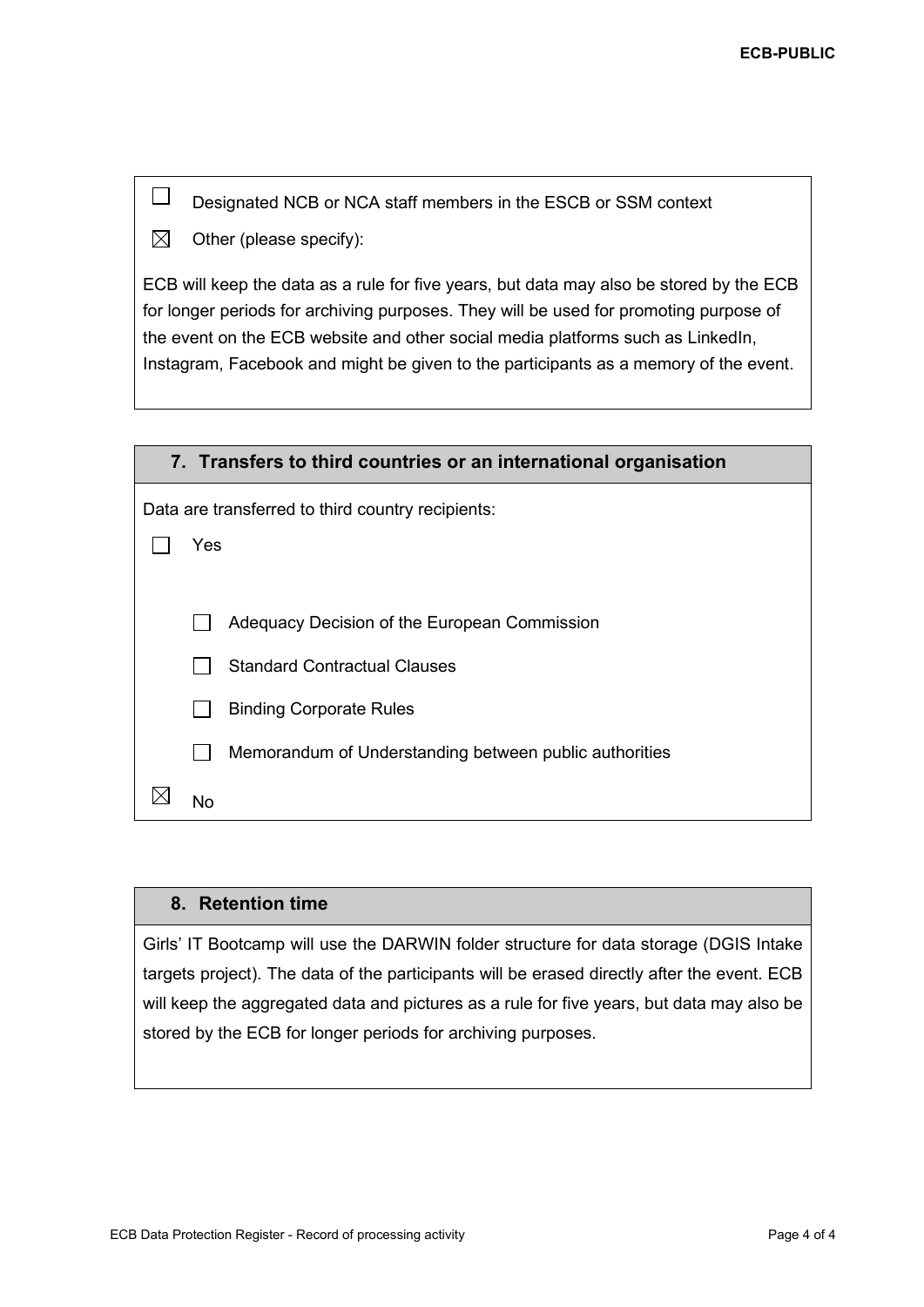- [ ] Designated NCB or NCA staff members in the ESCB or SSM context
- [x] Other (please specify):

ECB will keep the data as a rule for five years, but data may also be stored by the ECB for longer periods for archiving purposes. They will be used for promoting purpose of the event on the ECB website and other social media platforms such as LinkedIn, Instagram, Facebook and might be given to the participants as a memory of the event.

## 7. Transfers to third countries or an international organisation

Data are transferred to third country recipients:

- [ ] Yes
  - [ ] Adequacy Decision of the European Commission
  - [ ] Standard Contractual Clauses
  - [ ] Binding Corporate Rules
  - [ ] Memorandum of Understanding between public authorities
- [x] No

## 8. Retention time

Girls' IT Bootcamp will use the DARWIN folder structure for data storage (DGIS Intake targets project). The data of the participants will be erased directly after the event. ECB will keep the aggregated data and pictures as a rule for five years, but data may also be stored by the ECB for longer periods for archiving purposes.